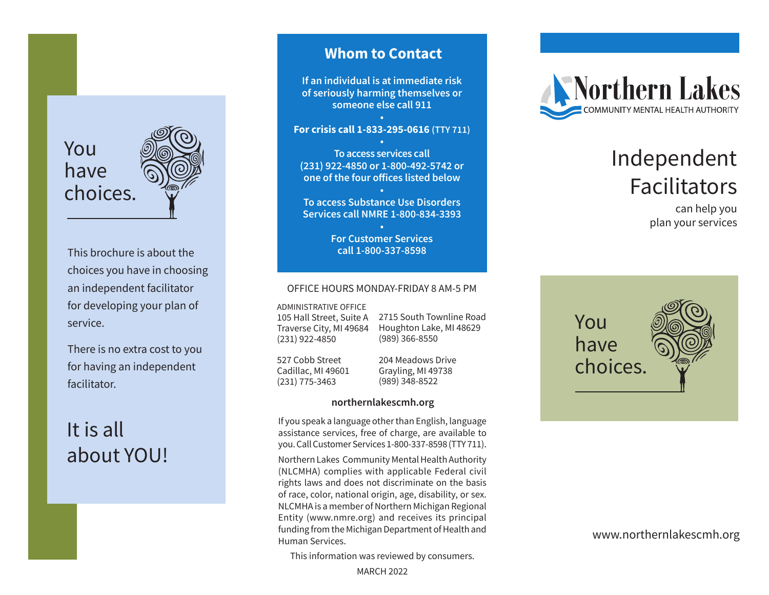You have choices.

This brochure is about the choices you have in choosing an independent facilitator for developing your plan of service.

There is no extra cost to you for having an independent facilitator.

It is all about YOU!

## Whom to Contact

**If an individual is at immediate risk of seriously harming themselves or someone else call 911**

•

**For crisis call 1-833-295-0616 (TTY 711)**

•

**To access services call (231) 922-4850 or 1-800-492-5742 or one of the four offices listed below**

•

**To access Substance Use Disorders Services call NMRE 1-800-834-3393**

•

**For Customer Services call 1-800-337-8598**

OFFICE HOURS MONDAY-FRIDAY 8 AM-5 PM

ADMINISTRATIVE OFFICE
105 Hall Street, Suite A
Traverse City, MI 49684
(231) 922-4850

2715 South Townline Road
Houghton Lake, MI 48629
(989) 366-8550

527 Cobb Street
Cadillac, MI 49601
(231) 775-3463

204 Meadows Drive
Grayling, MI 49738
(989) 348-8522

**northernlakescmh.org**

If you speak a language other than English, language assistance services, free of charge, are available to you. Call Customer Services 1-800-337-8598 (TTY 711).

Northern Lakes Community Mental Health Authority (NLCMHA) complies with applicable Federal civil rights laws and does not discriminate on the basis of race, color, national origin, age, disability, or sex. NLCMHA is a member of Northern Michigan Regional Entity (www.nmre.org) and receives its principal funding from the Michigan Department of Health and Human Services.

This information was reviewed by consumers.

MARCH 2022

Northern Lakes
COMMUNITY MENTAL HEALTH AUTHORITY

# Independent Facilitators

can help you plan your services

You have choices.

www.northernlakescmh.org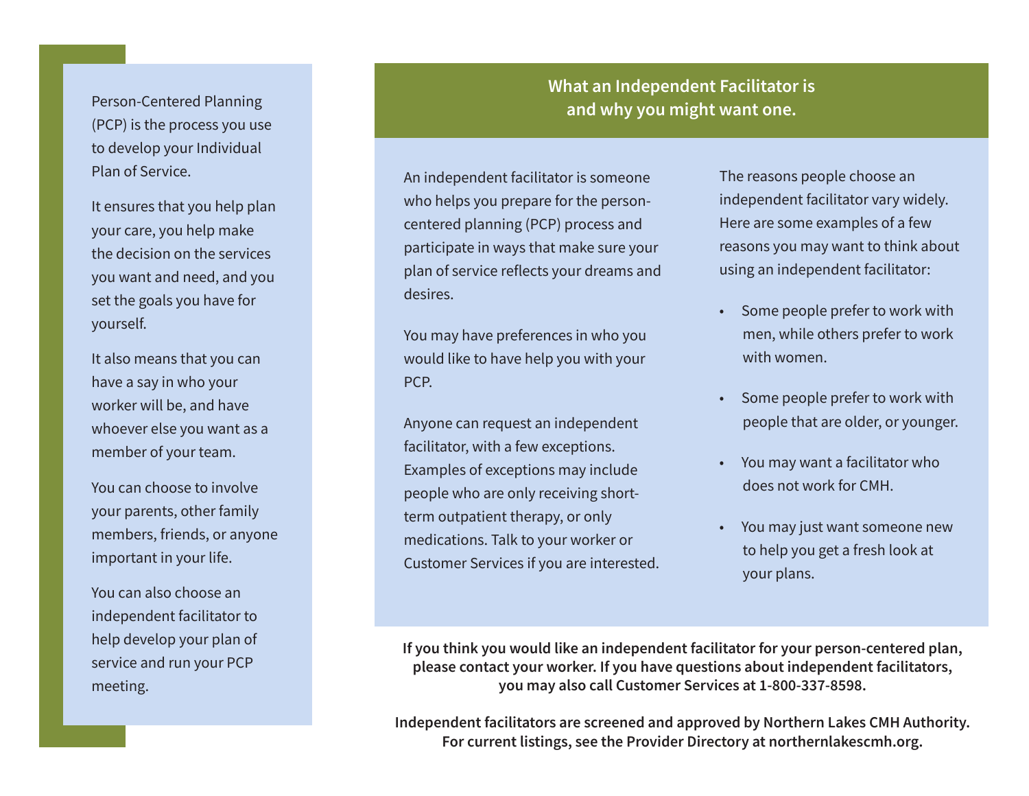Person-Centered Planning (PCP) is the process you use to develop your Individual Plan of Service.

It ensures that you help plan your care, you help make the decision on the services you want and need, and you set the goals you have for yourself.

It also means that you can have a say in who your worker will be, and have whoever else you want as a member of your team.

You can choose to involve your parents, other family members, friends, or anyone important in your life.

You can also choose an independent facilitator to help develop your plan of service and run your PCP meeting.

## What an Independent Facilitator is and why you might want one.

An independent facilitator is someone who helps you prepare for the person-centered planning (PCP) process and participate in ways that make sure your plan of service reflects your dreams and desires.

You may have preferences in who you would like to have help you with your PCP.

Anyone can request an independent facilitator, with a few exceptions. Examples of exceptions may include people who are only receiving short-term outpatient therapy, or only medications. Talk to your worker or Customer Services if you are interested.

The reasons people choose an independent facilitator vary widely. Here are some examples of a few reasons you may want to think about using an independent facilitator:

- Some people prefer to work with men, while others prefer to work with women.
- Some people prefer to work with people that are older, or younger.
- You may want a facilitator who does not work for CMH.
- You may just want someone new to help you get a fresh look at your plans.

**If you think you would like an independent facilitator for your person-centered plan, please contact your worker. If you have questions about independent facilitators, you may also call Customer Services at 1-800-337-8598.**

**Independent facilitators are screened and approved by Northern Lakes CMH Authority. For current listings, see the Provider Directory at northernlakescmh.org.**